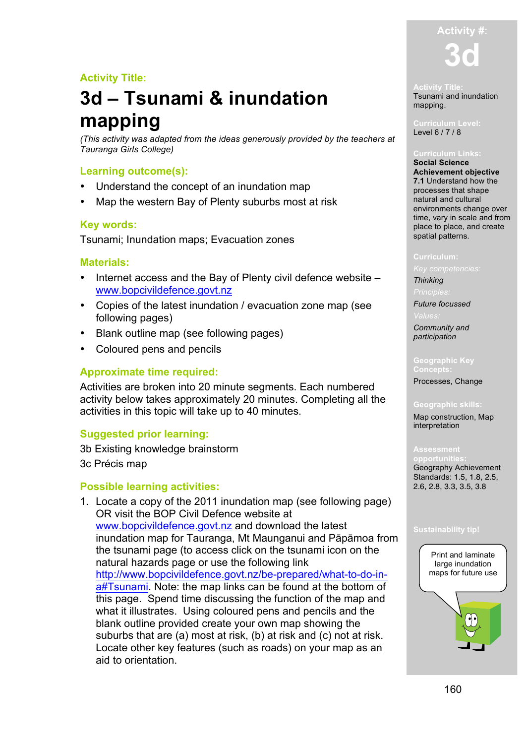**Activity Title:**

# 3d – Tsunami & inundation mapping

*(This activity was adapted from the ideas generously provided by the teachers at Tauranga Girls College)*

## Learning outcome(s):

- Understand the concept of an inundation map
- Map the western Bay of Plenty suburbs most at risk

## Key words:

Tsunami; Inundation maps; Evacuation zones

## Materials:

- Internet access and the Bay of Plenty civil defence website – www.bopcivildefence.govt.nz
- Copies of the latest inundation / evacuation zone map (see following pages)
- Blank outline map (see following pages)
- Coloured pens and pencils

## Approximate time required:

Activities are broken into 20 minute segments. Each numbered activity below takes approximately 20 minutes. Completing all the activities in this topic will take up to 40 minutes.

## Suggested prior learning:

3b Existing knowledge brainstorm

3c Précis map

## Possible learning activities:

1. Locate a copy of the 2011 inundation map (see following page) OR visit the BOP Civil Defence website at www.bopcivildefence.govt.nz and download the latest inundation map for Tauranga, Mt Maunganui and Pāpāmoa from the tsunami page (to access click on the tsunami icon on the natural hazards page or use the following link http://www.bopcivildefence.govt.nz/be-prepared/what-to-do-in-a#Tsunami. Note: the map links can be found at the bottom of this page. Spend time discussing the function of the map and what it illustrates. Using coloured pens and pencils and the blank outline provided create your own map showing the suburbs that are (a) most at risk, (b) at risk and (c) not at risk. Locate other key features (such as roads) on your map as an aid to orientation.

---

**Activity #:**

**3d**

**Activity Title:**
Tsunami and inundation mapping.

**Curriculum Level:**
Level 6 / 7 / 8

**Curriculum Links:**
**Social Science**
**Achievement objective**
**7.1** Understand how the processes that shape natural and cultural environments change over time, vary in scale and from place to place, and create spatial patterns.

**Curriculum:**
*Key competencies:*
*Thinking*
*Principles:*
*Future focussed*
*Values:*
*Community and participation*

**Geographic Key Concepts:**
Processes, Change

**Geographic skills:**
Map construction, Map interpretation

**Assessment opportunities:**
Geography Achievement Standards: 1.5, 1.8, 2.5, 2.6, 2.8, 3.3, 3.5, 3.8

**Sustainability tip!**
Print and laminate large inundation maps for future use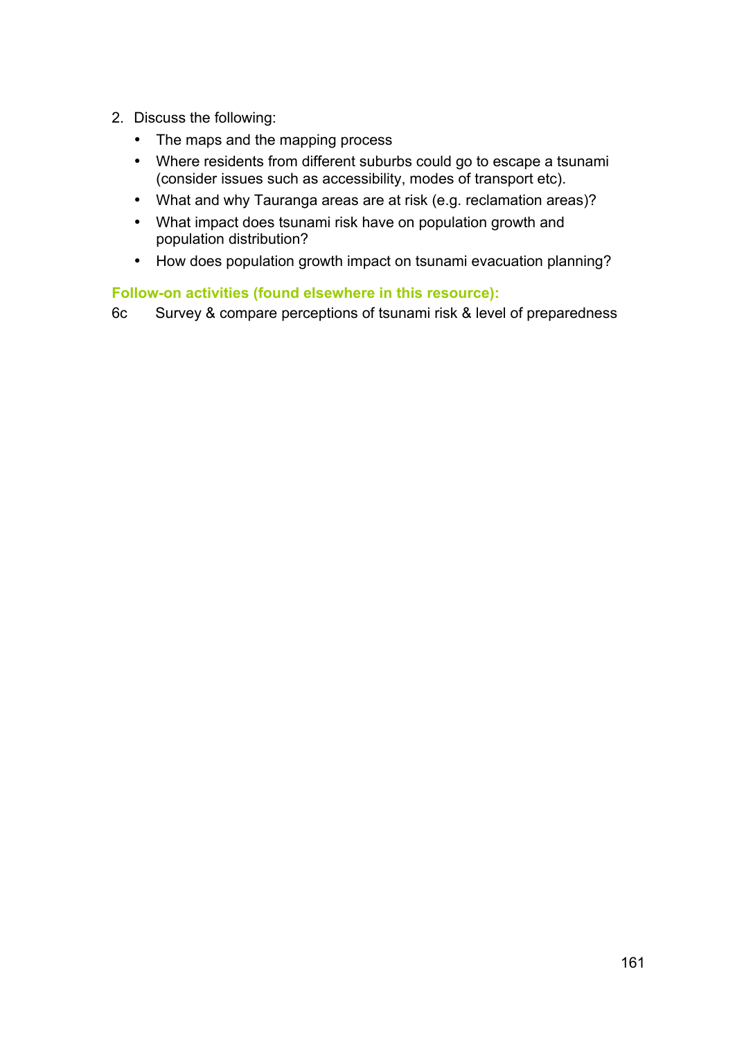2. Discuss the following:
   - The maps and the mapping process
   - Where residents from different suburbs could go to escape a tsunami (consider issues such as accessibility, modes of transport etc).
   - What and why Tauranga areas are at risk (e.g. reclamation areas)?
   - What impact does tsunami risk have on population growth and population distribution?
   - How does population growth impact on tsunami evacuation planning?

**Follow-on activities (found elsewhere in this resource):**

6c Survey & compare perceptions of tsunami risk & level of preparedness